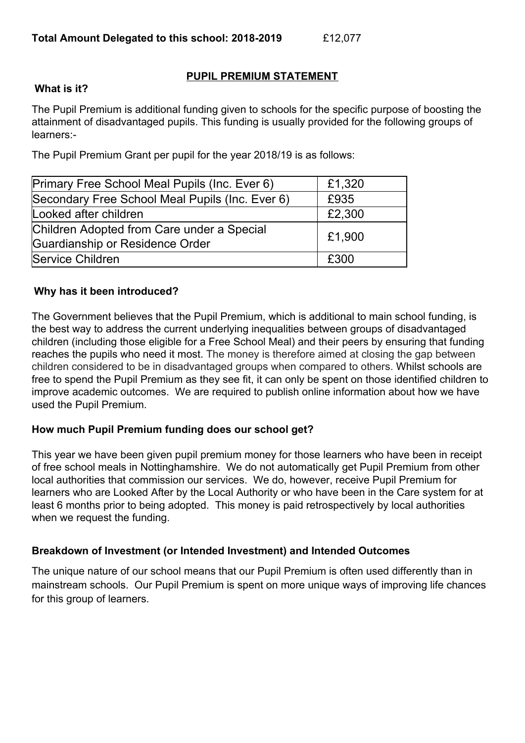**Total Amount Delegated to this school: 2018-2019** £12,077

## PUPIL PREMIUM STATEMENT

**What is it?**

The Pupil Premium is additional funding given to schools for the specific purpose of boosting the attainment of disadvantaged pupils. This funding is usually provided for the following groups of learners:-

The Pupil Premium Grant per pupil for the year 2018/19 is as follows:

| | |
|---|---|
| Primary Free School Meal Pupils (Inc. Ever 6) | £1,320 |
| Secondary Free School Meal Pupils (Inc. Ever 6) | £935 |
| Looked after children | £2,300 |
| Children Adopted from Care under a Special Guardianship or Residence Order | £1,900 |
| Service Children | £300 |

**Why has it been introduced?**

The Government believes that the Pupil Premium, which is additional to main school funding, is the best way to address the current underlying inequalities between groups of disadvantaged children (including those eligible for a Free School Meal) and their peers by ensuring that funding reaches the pupils who need it most. The money is therefore aimed at closing the gap between children considered to be in disadvantaged groups when compared to others. Whilst schools are free to spend the Pupil Premium as they see fit, it can only be spent on those identified children to improve academic outcomes. We are required to publish online information about how we have used the Pupil Premium.

**How much Pupil Premium funding does our school get?**

This year we have been given pupil premium money for those learners who have been in receipt of free school meals in Nottinghamshire. We do not automatically get Pupil Premium from other local authorities that commission our services. We do, however, receive Pupil Premium for learners who are Looked After by the Local Authority or who have been in the Care system for at least 6 months prior to being adopted. This money is paid retrospectively by local authorities when we request the funding.

**Breakdown of Investment (or Intended Investment) and Intended Outcomes**

The unique nature of our school means that our Pupil Premium is often used differently than in mainstream schools. Our Pupil Premium is spent on more unique ways of improving life chances for this group of learners.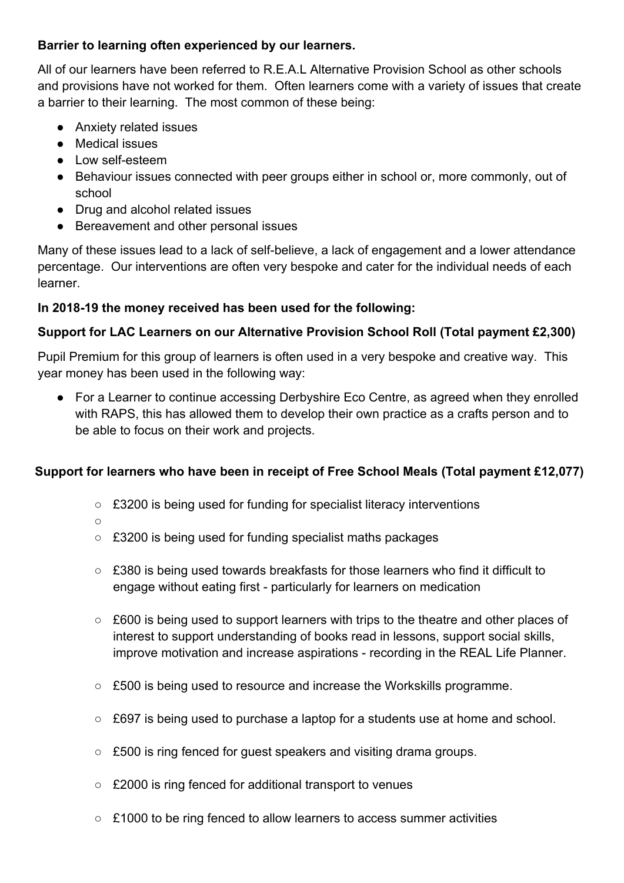**Barrier to learning often experienced by our learners.**

All of our learners have been referred to R.E.A.L Alternative Provision School as other schools and provisions have not worked for them. Often learners come with a variety of issues that create a barrier to their learning. The most common of these being:

- Anxiety related issues
- Medical issues
- Low self-esteem
- Behaviour issues connected with peer groups either in school or, more commonly, out of school
- Drug and alcohol related issues
- Bereavement and other personal issues

Many of these issues lead to a lack of self-believe, a lack of engagement and a lower attendance percentage. Our interventions are often very bespoke and cater for the individual needs of each learner.

**In 2018-19 the money received has been used for the following:**

**Support for LAC Learners on our Alternative Provision School Roll (Total payment £2,300)**

Pupil Premium for this group of learners is often used in a very bespoke and creative way. This year money has been used in the following way:

- For a Learner to continue accessing Derbyshire Eco Centre, as agreed when they enrolled with RAPS, this has allowed them to develop their own practice as a crafts person and to be able to focus on their work and projects.

**Support for learners who have been in receipt of Free School Meals (Total payment £12,077)**

- £3200 is being used for funding for specialist literacy interventions
- £3200 is being used for funding specialist maths packages
- £380 is being used towards breakfasts for those learners who find it difficult to engage without eating first - particularly for learners on medication
- £600 is being used to support learners with trips to the theatre and other places of interest to support understanding of books read in lessons, support social skills, improve motivation and increase aspirations - recording in the REAL Life Planner.
- £500 is being used to resource and increase the Workskills programme.
- £697 is being used to purchase a laptop for a students use at home and school.
- £500 is ring fenced for guest speakers and visiting drama groups.
- £2000 is ring fenced for additional transport to venues
- £1000 to be ring fenced to allow learners to access summer activities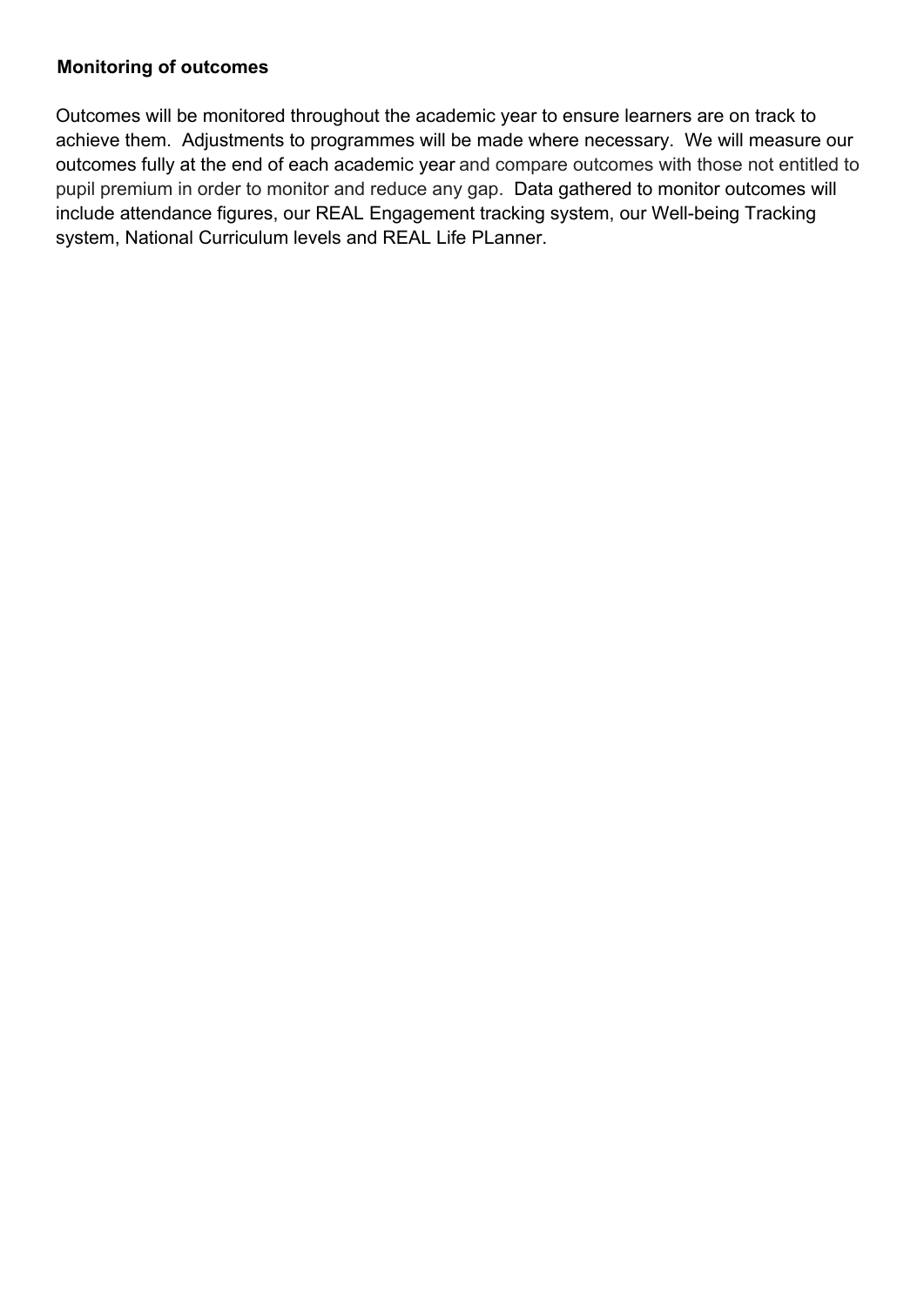**Monitoring of outcomes**

Outcomes will be monitored throughout the academic year to ensure learners are on track to achieve them. Adjustments to programmes will be made where necessary. We will measure our outcomes fully at the end of each academic year and compare outcomes with those not entitled to pupil premium in order to monitor and reduce any gap. Data gathered to monitor outcomes will include attendance figures, our REAL Engagement tracking system, our Well-being Tracking system, National Curriculum levels and REAL Life PLanner.